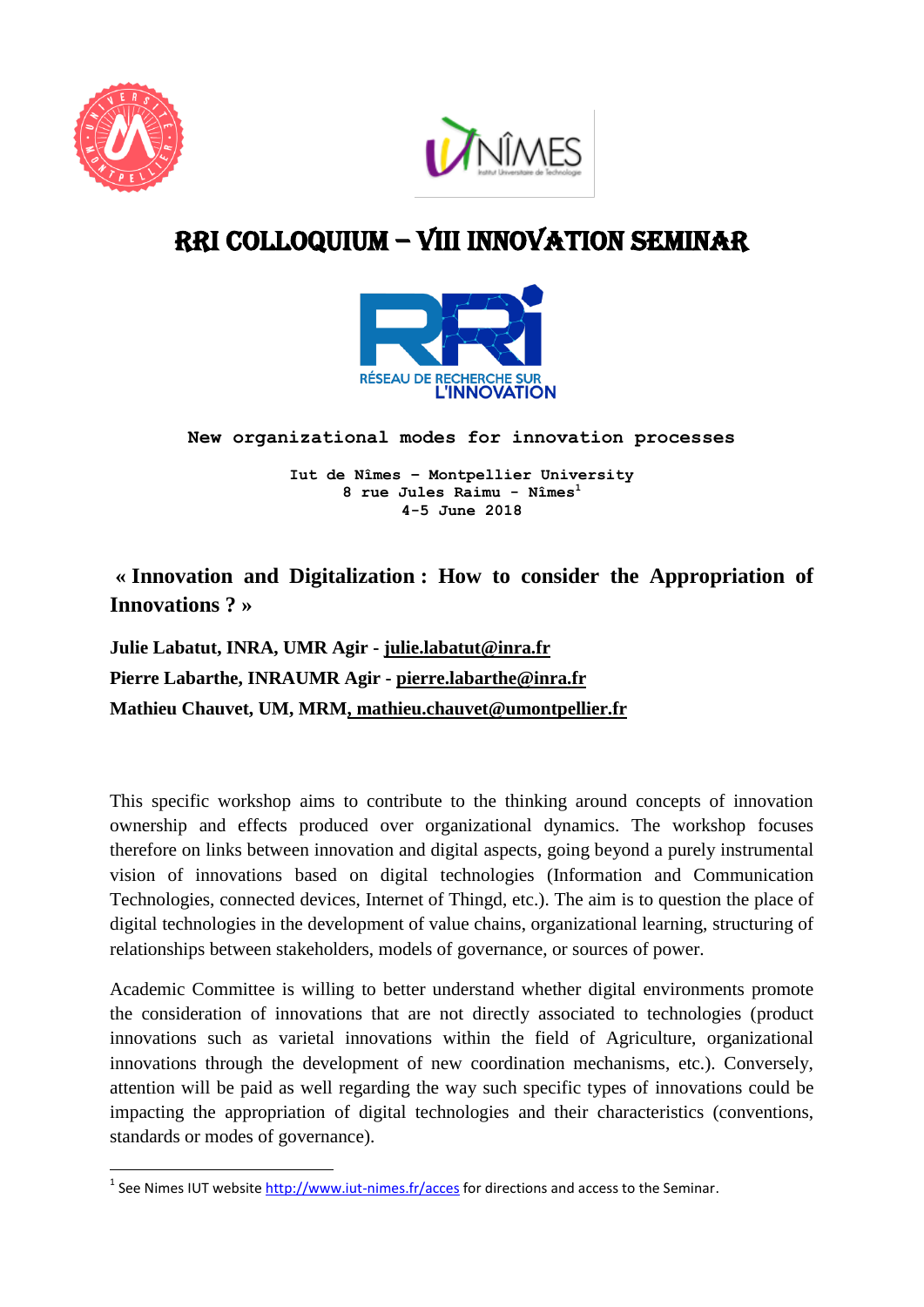# RRI COLLOQUIUM – VIII INNOVATION SEMINAR

RÉSEAU DE RECHERCHE SUR L'INNOVATION

**New organizational modes for innovation processes**

**Iut de Nîmes – Montpellier University**
**8 rue Jules Raimu - Nîmes[1]**
**4-5 June 2018**

## « Innovation and Digitalization : How to consider the Appropriation of Innovations ? »

**Julie Labatut, INRA, UMR Agir - julie.labatut@inra.fr**

**Pierre Labarthe, INRAUMR Agir - pierre.labarthe@inra.fr**

**Mathieu Chauvet, UM, MRM, mathieu.chauvet@umontpellier.fr**

This specific workshop aims to contribute to the thinking around concepts of innovation ownership and effects produced over organizational dynamics. The workshop focuses therefore on links between innovation and digital aspects, going beyond a purely instrumental vision of innovations based on digital technologies (Information and Communication Technologies, connected devices, Internet of Thingd, etc.). The aim is to question the place of digital technologies in the development of value chains, organizational learning, structuring of relationships between stakeholders, models of governance, or sources of power.

Academic Committee is willing to better understand whether digital environments promote the consideration of innovations that are not directly associated to technologies (product innovations such as varietal innovations within the field of Agriculture, organizational innovations through the development of new coordination mechanisms, etc.). Conversely, attention will be paid as well regarding the way such specific types of innovations could be impacting the appropriation of digital technologies and their characteristics (conventions, standards or modes of governance).

[1] See Nimes IUT website http://www.iut-nimes.fr/acces for directions and access to the Seminar.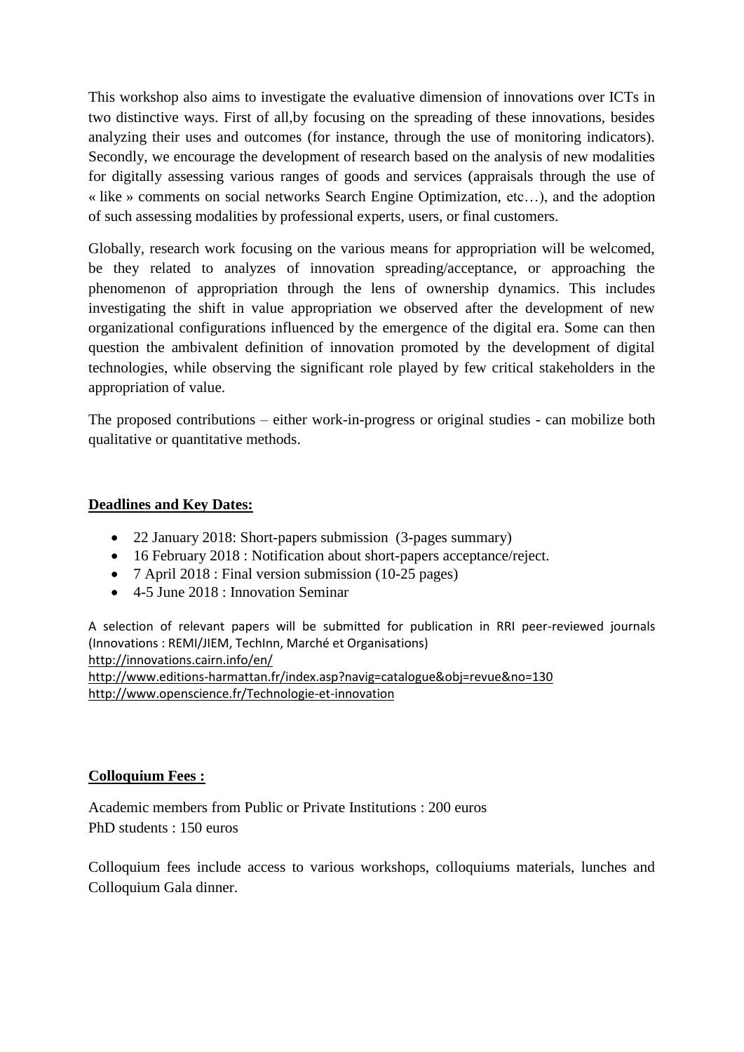This workshop also aims to investigate the evaluative dimension of innovations over ICTs in two distinctive ways. First of all,by focusing on the spreading of these innovations, besides analyzing their uses and outcomes (for instance, through the use of monitoring indicators). Secondly, we encourage the development of research based on the analysis of new modalities for digitally assessing various ranges of goods and services (appraisals through the use of « like » comments on social networks Search Engine Optimization, etc…), and the adoption of such assessing modalities by professional experts, users, or final customers.

Globally, research work focusing on the various means for appropriation will be welcomed, be they related to analyzes of innovation spreading/acceptance, or approaching the phenomenon of appropriation through the lens of ownership dynamics. This includes investigating the shift in value appropriation we observed after the development of new organizational configurations influenced by the emergence of the digital era. Some can then question the ambivalent definition of innovation promoted by the development of digital technologies, while observing the significant role played by few critical stakeholders in the appropriation of value.

The proposed contributions – either work-in-progress or original studies - can mobilize both qualitative or quantitative methods.

**Deadlines and Key Dates:**

- 22 January 2018: Short-papers submission (3-pages summary)
- 16 February 2018 : Notification about short-papers acceptance/reject.
- 7 April 2018 : Final version submission (10-25 pages)
- 4-5 June 2018 : Innovation Seminar

A selection of relevant papers will be submitted for publication in RRI peer-reviewed journals (Innovations : REMI/JIEM, TechInn, Marché et Organisations)
http://innovations.cairn.info/en/
http://www.editions-harmattan.fr/index.asp?navig=catalogue&obj=revue&no=130
http://www.openscience.fr/Technologie-et-innovation

**Colloquium Fees :**

Academic members from Public or Private Institutions : 200 euros
PhD students : 150 euros

Colloquium fees include access to various workshops, colloquiums materials, lunches and Colloquium Gala dinner.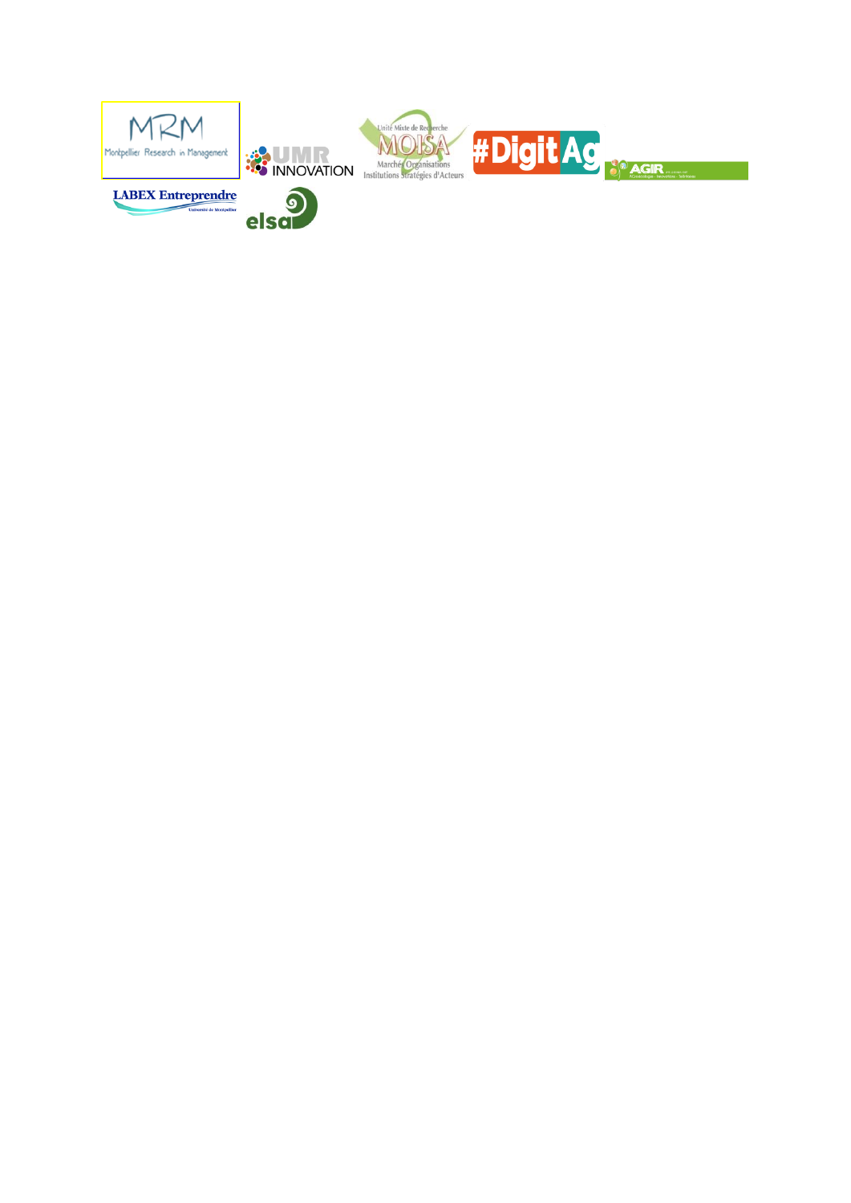MRM

Montpellier Research in Management

UMR INNOVATION

Unité Mixte de Recherche MOISA Marchés Organisations Institutions Stratégies d'Acteurs

#DigitAg

AGIR

LABEX Entreprendre

Université de Montpellier

elsa